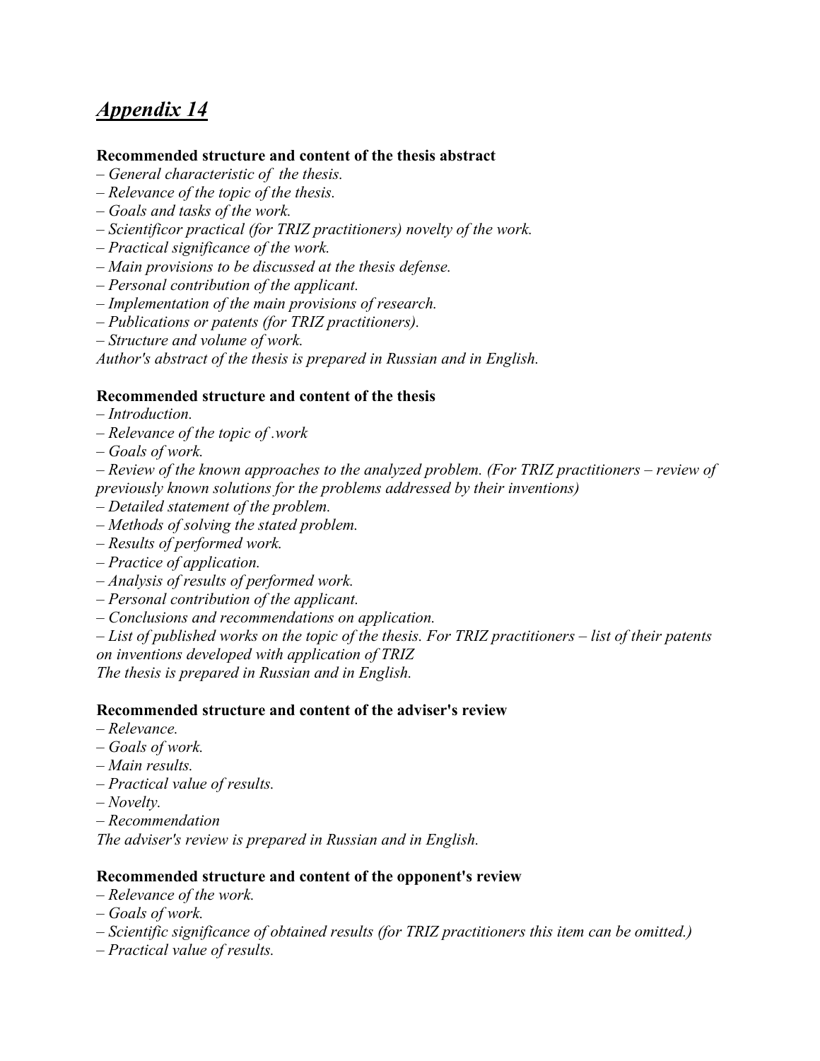# *Appendix 14*

**Recommended structure and content of the thesis abstract**

*– General characteristic of the thesis.*
*– Relevance of the topic of the thesis.*
*– Goals and tasks of the work.*
*– Scientificor practical (for TRIZ practitioners) novelty of the work.*
*– Practical significance of the work.*
*– Main provisions to be discussed at the thesis defense.*
*– Personal contribution of the applicant.*
*– Implementation of the main provisions of research.*
*– Publications or patents (for TRIZ practitioners).*
*– Structure and volume of work.*
*Author's abstract of the thesis is prepared in Russian and in English.*

**Recommended structure and content of the thesis**

*– Introduction.*
*– Relevance of the topic of .work*
*– Goals of work.*
*– Review of the known approaches to the analyzed problem. (For TRIZ practitioners – review of previously known solutions for the problems addressed by their inventions)*
*– Detailed statement of the problem.*
*– Methods of solving the stated problem.*
*– Results of performed work.*
*– Practice of application.*
*– Analysis of results of performed work.*
*– Personal contribution of the applicant.*
*– Conclusions and recommendations on application.*
*– List of published works on the topic of the thesis. For TRIZ practitioners – list of their patents on inventions developed with application of TRIZ*
*The thesis is prepared in Russian and in English.*

**Recommended structure and content of the adviser's review**

*– Relevance.*
*– Goals of work.*
*– Main results.*
*– Practical value of results.*
*– Novelty.*
*– Recommendation*
*The adviser's review is prepared in Russian and in English.*

**Recommended structure and content of the opponent's review**

*– Relevance of the work.*
*– Goals of work.*
*– Scientific significance of obtained results (for TRIZ practitioners this item can be omitted.)*
*– Practical value of results.*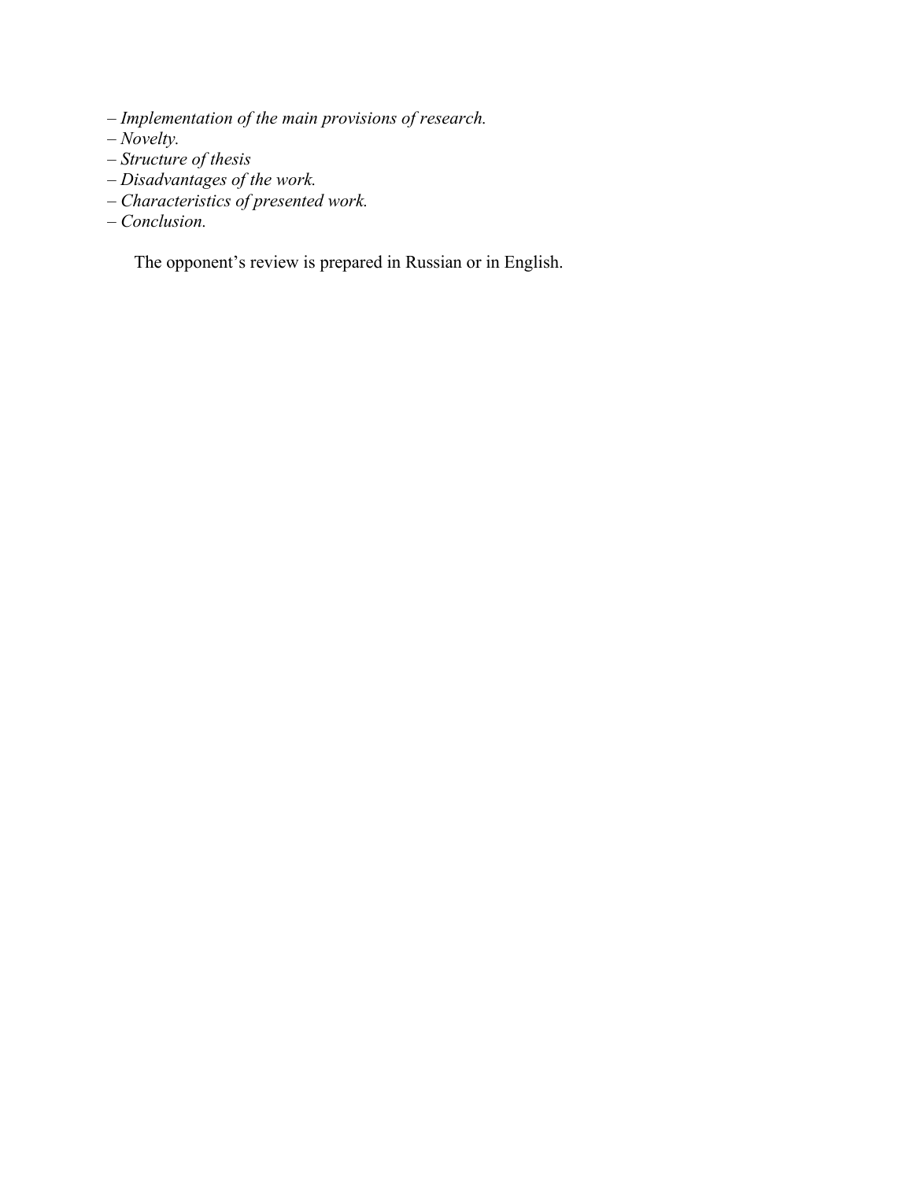– *Implementation of the main provisions of research.*
– *Novelty.*
– *Structure of thesis*
– *Disadvantages of the work.*
– *Characteristics of presented work.*
– *Conclusion.*

The opponent's review is prepared in Russian or in English.